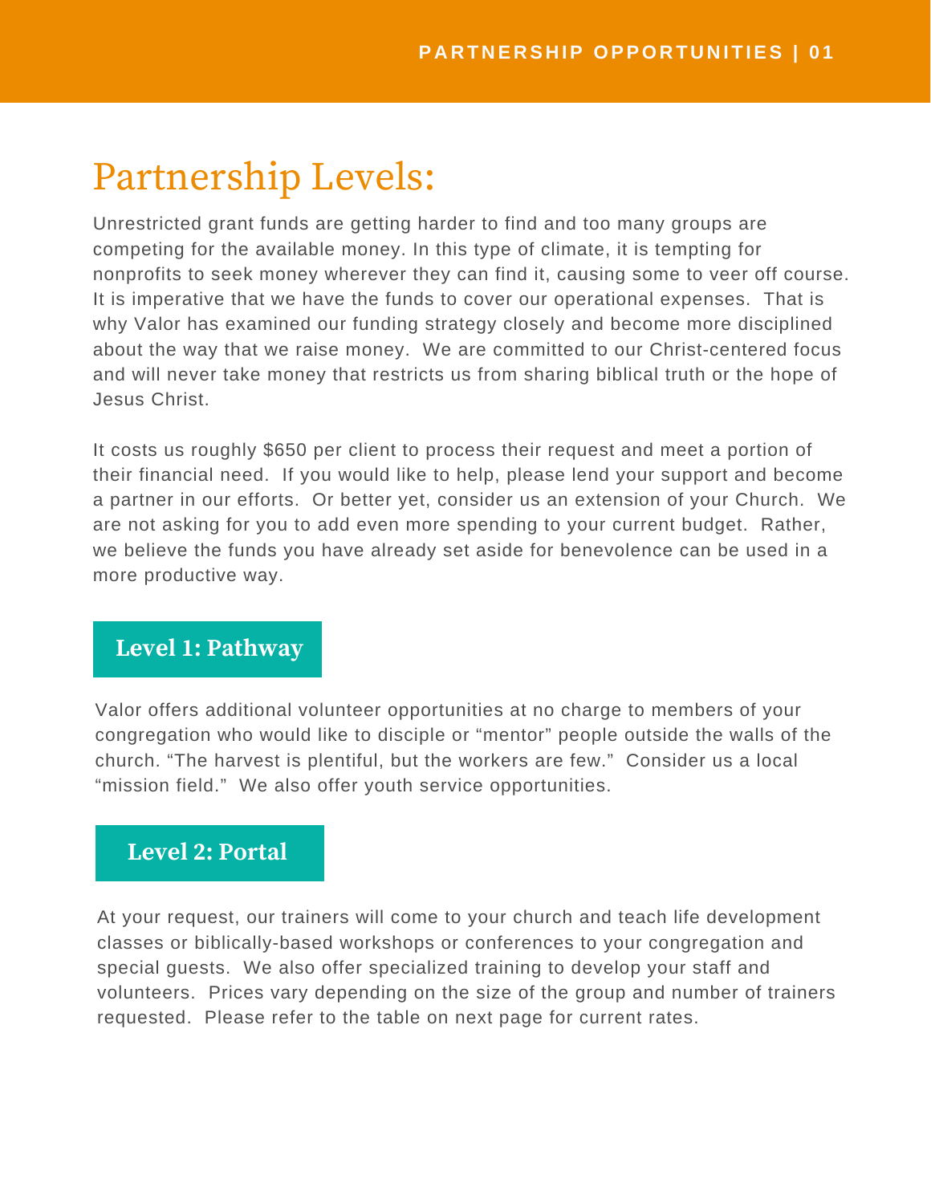# Partnership Levels:

Unrestricted grant funds are getting harder to find and too many groups are competing for the available money. In this type of climate, it is tempting for nonprofits to seek money wherever they can find it, causing some to veer off course. It is imperative that we have the funds to cover our operational expenses. That is why Valor has examined our funding strategy closely and become more disciplined about the way that we raise money. We are committed to our Christ-centered focus and will never take money that restricts us from sharing biblical truth or the hope of Jesus Christ.

It costs us roughly $650 per client to process their request and meet a portion of their financial need. If you would like to help, please lend your support and become a partner in our efforts. Or better yet, consider us an extension of your Church. We are not asking for you to add even more spending to your current budget. Rather, we believe the funds you have already set aside for benevolence can be used in a more productive way.

## Level 1: Pathway

Valor offers additional volunteer opportunities at no charge to members of your congregation who would like to disciple or "mentor" people outside the walls of the church. "The harvest is plentiful, but the workers are few." Consider us a local "mission field." We also offer youth service opportunities.

## Level 2: Portal

At your request, our trainers will come to your church and teach life development classes or biblically-based workshops or conferences to your congregation and special guests. We also offer specialized training to develop your staff and volunteers. Prices vary depending on the size of the group and number of trainers requested. Please refer to the table on next page for current rates.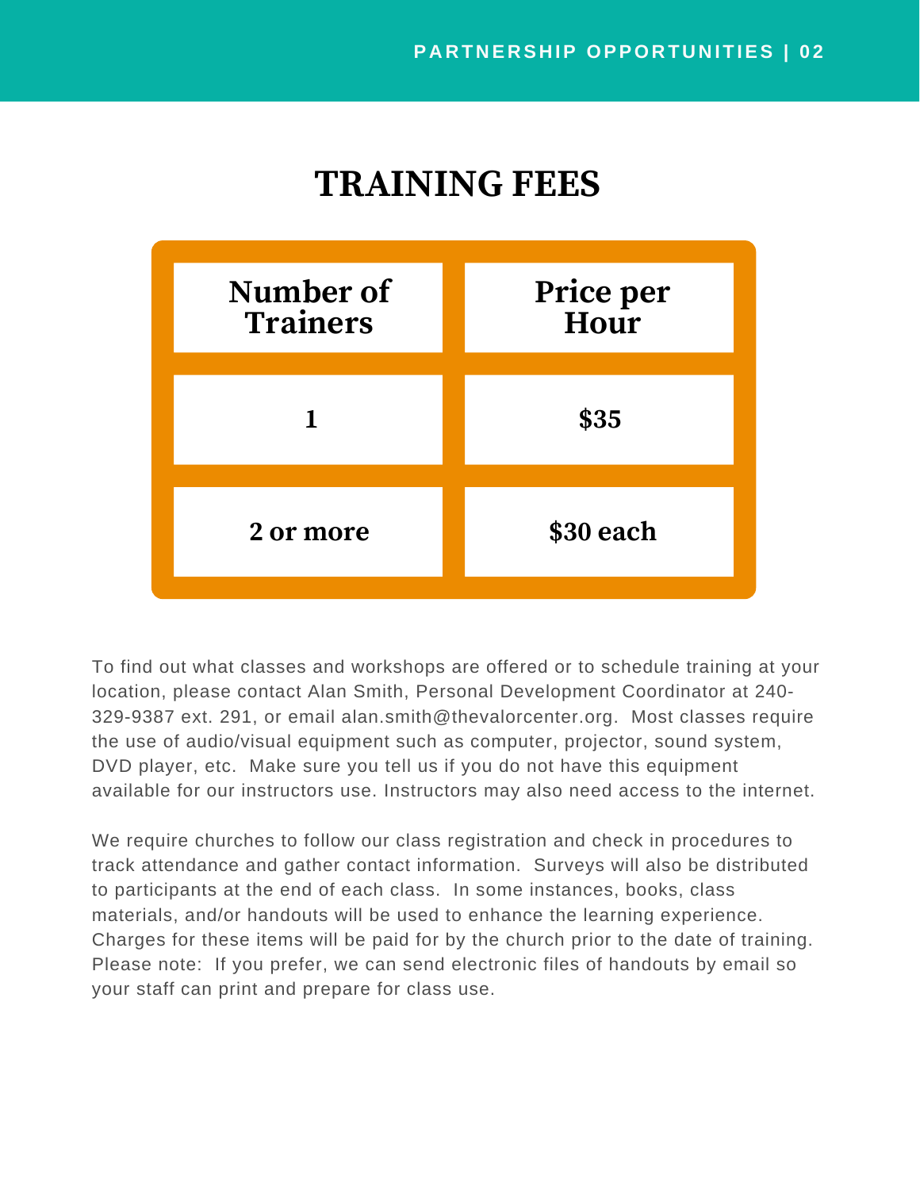# TRAINING FEES

| Number of Trainers | Price per Hour |
| --- | --- |
| 1 | $35 |
| 2 or more | $30 each |

To find out what classes and workshops are offered or to schedule training at your location, please contact Alan Smith, Personal Development Coordinator at 240-329-9387 ext. 291, or email alan.smith@thevalorcenter.org. Most classes require the use of audio/visual equipment such as computer, projector, sound system, DVD player, etc. Make sure you tell us if you do not have this equipment available for our instructors use. Instructors may also need access to the internet.

We require churches to follow our class registration and check in procedures to track attendance and gather contact information. Surveys will also be distributed to participants at the end of each class. In some instances, books, class materials, and/or handouts will be used to enhance the learning experience. Charges for these items will be paid for by the church prior to the date of training. Please note: If you prefer, we can send electronic files of handouts by email so your staff can print and prepare for class use.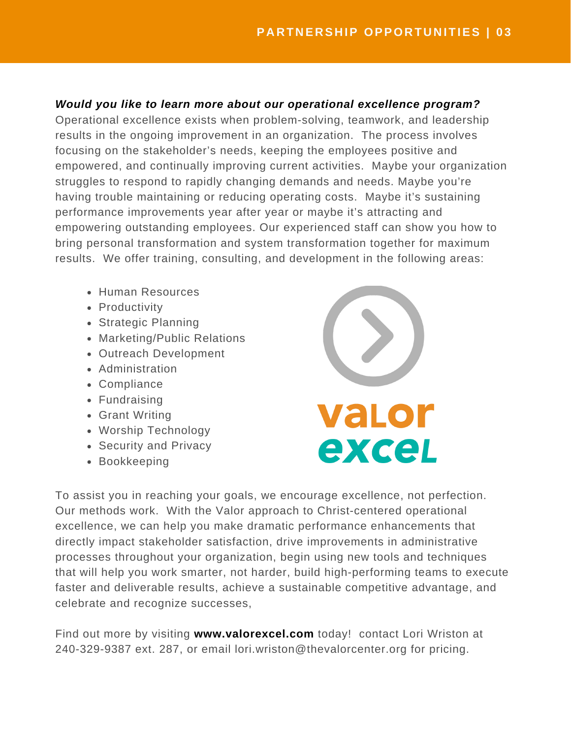***Would you like to learn more about our operational excellence program?***

Operational excellence exists when problem-solving, teamwork, and leadership results in the ongoing improvement in an organization. The process involves focusing on the stakeholder's needs, keeping the employees positive and empowered, and continually improving current activities. Maybe your organization struggles to respond to rapidly changing demands and needs. Maybe you're having trouble maintaining or reducing operating costs. Maybe it's sustaining performance improvements year after year or maybe it's attracting and empowering outstanding employees. Our experienced staff can show you how to bring personal transformation and system transformation together for maximum results. We offer training, consulting, and development in the following areas:

- Human Resources
- Productivity
- Strategic Planning
- Marketing/Public Relations
- Outreach Development
- Administration
- Compliance
- Fundraising
- Grant Writing
- Worship Technology
- Security and Privacy
- Bookkeeping

valor excel

To assist you in reaching your goals, we encourage excellence, not perfection. Our methods work. With the Valor approach to Christ-centered operational excellence, we can help you make dramatic performance enhancements that directly impact stakeholder satisfaction, drive improvements in administrative processes throughout your organization, begin using new tools and techniques that will help you work smarter, not harder, build high-performing teams to execute faster and deliverable results, achieve a sustainable competitive advantage, and celebrate and recognize successes,

Find out more by visiting **www.valorexcel.com** today! contact Lori Wriston at 240-329-9387 ext. 287, or email lori.wriston@thevalorcenter.org for pricing.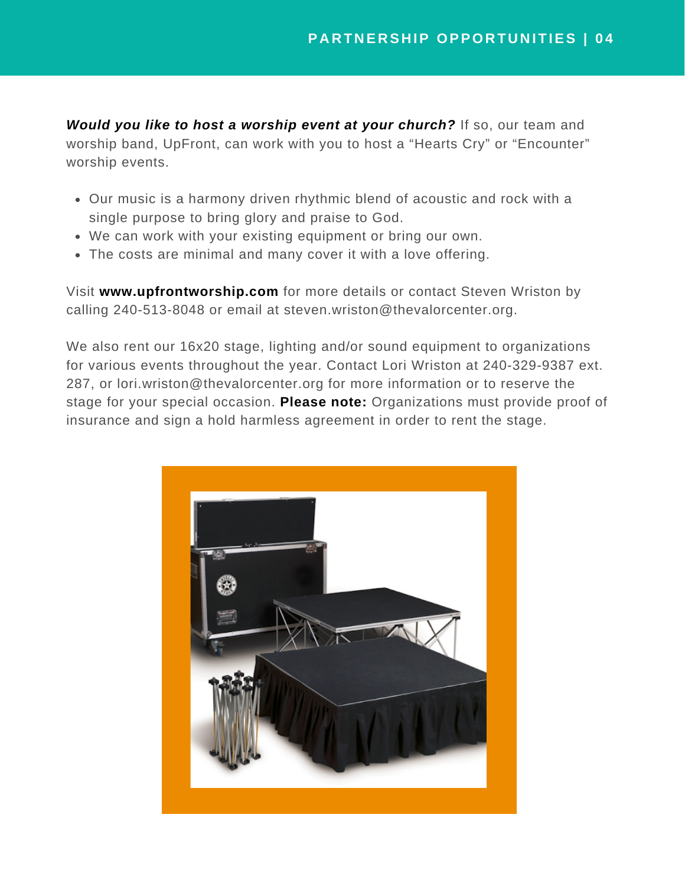***Would you like to host a worship event at your church?*** If so, our team and worship band, UpFront, can work with you to host a "Hearts Cry" or "Encounter" worship events.

- Our music is a harmony driven rhythmic blend of acoustic and rock with a single purpose to bring glory and praise to God.
- We can work with your existing equipment or bring our own.
- The costs are minimal and many cover it with a love offering.

Visit **www.upfrontworship.com** for more details or contact Steven Wriston by calling 240-513-8048 or email at steven.wriston@thevalorcenter.org.

We also rent our 16x20 stage, lighting and/or sound equipment to organizations for various events throughout the year. Contact Lori Wriston at 240-329-9387 ext. 287, or lori.wriston@thevalorcenter.org for more information or to reserve the stage for your special occasion. **Please note:** Organizations must provide proof of insurance and sign a hold harmless agreement in order to rent the stage.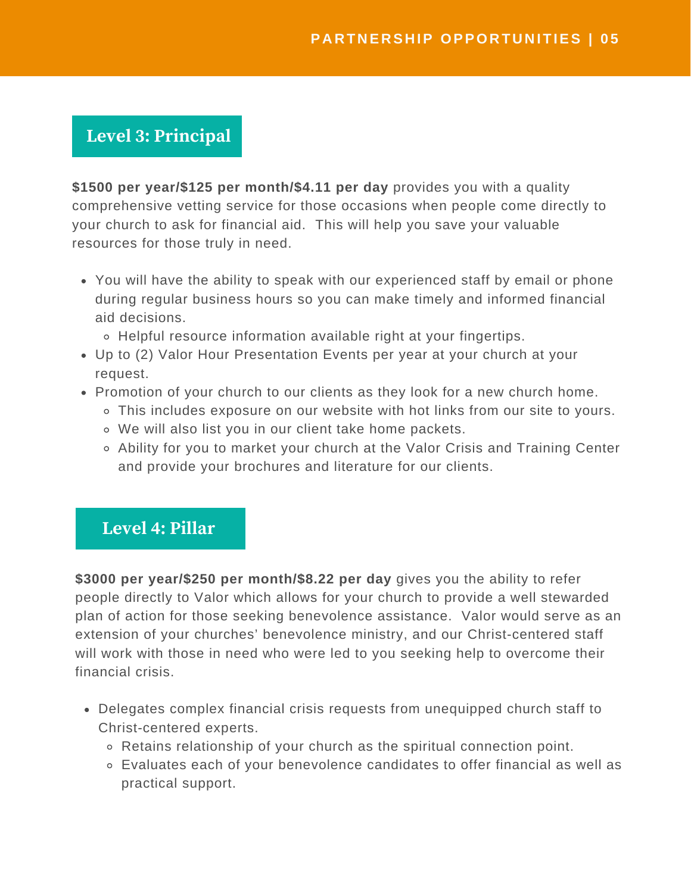## Level 3: Principal

**$1500 per year/$125 per month/$4.11 per day** provides you with a quality comprehensive vetting service for those occasions when people come directly to your church to ask for financial aid. This will help you save your valuable resources for those truly in need.

- You will have the ability to speak with our experienced staff by email or phone during regular business hours so you can make timely and informed financial aid decisions.
  - Helpful resource information available right at your fingertips.
- Up to (2) Valor Hour Presentation Events per year at your church at your request.
- Promotion of your church to our clients as they look for a new church home.
  - This includes exposure on our website with hot links from our site to yours.
  - We will also list you in our client take home packets.
  - Ability for you to market your church at the Valor Crisis and Training Center and provide your brochures and literature for our clients.

## Level 4: Pillar

**$3000 per year/$250 per month/$8.22 per day** gives you the ability to refer people directly to Valor which allows for your church to provide a well stewarded plan of action for those seeking benevolence assistance. Valor would serve as an extension of your churches' benevolence ministry, and our Christ-centered staff will work with those in need who were led to you seeking help to overcome their financial crisis.

- Delegates complex financial crisis requests from unequipped church staff to Christ-centered experts.
  - Retains relationship of your church as the spiritual connection point.
  - Evaluates each of your benevolence candidates to offer financial as well as practical support.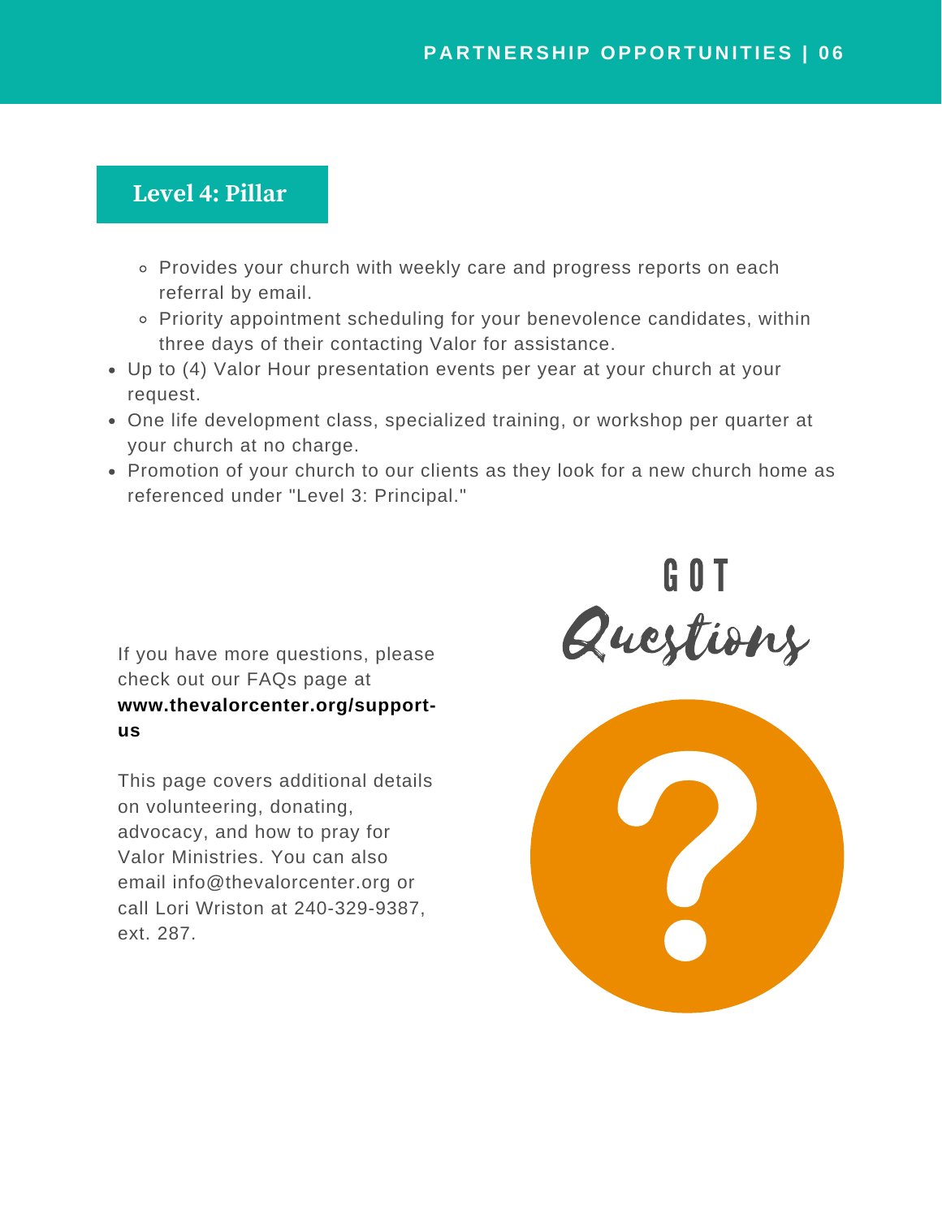## Level 4: Pillar

    - Provides your church with weekly care and progress reports on each referral by email.
    - Priority appointment scheduling for your benevolence candidates, within three days of their contacting Valor for assistance.
- Up to (4) Valor Hour presentation events per year at your church at your request.
- One life development class, specialized training, or workshop per quarter at your church at no charge.
- Promotion of your church to our clients as they look for a new church home as referenced under "Level 3: Principal."

## GOT Questions

If you have more questions, please check out our FAQs page at **www.thevalorcenter.org/support-us**

This page covers additional details on volunteering, donating, advocacy, and how to pray for Valor Ministries. You can also email info@thevalorcenter.org or call Lori Wriston at 240-329-9387, ext. 287.